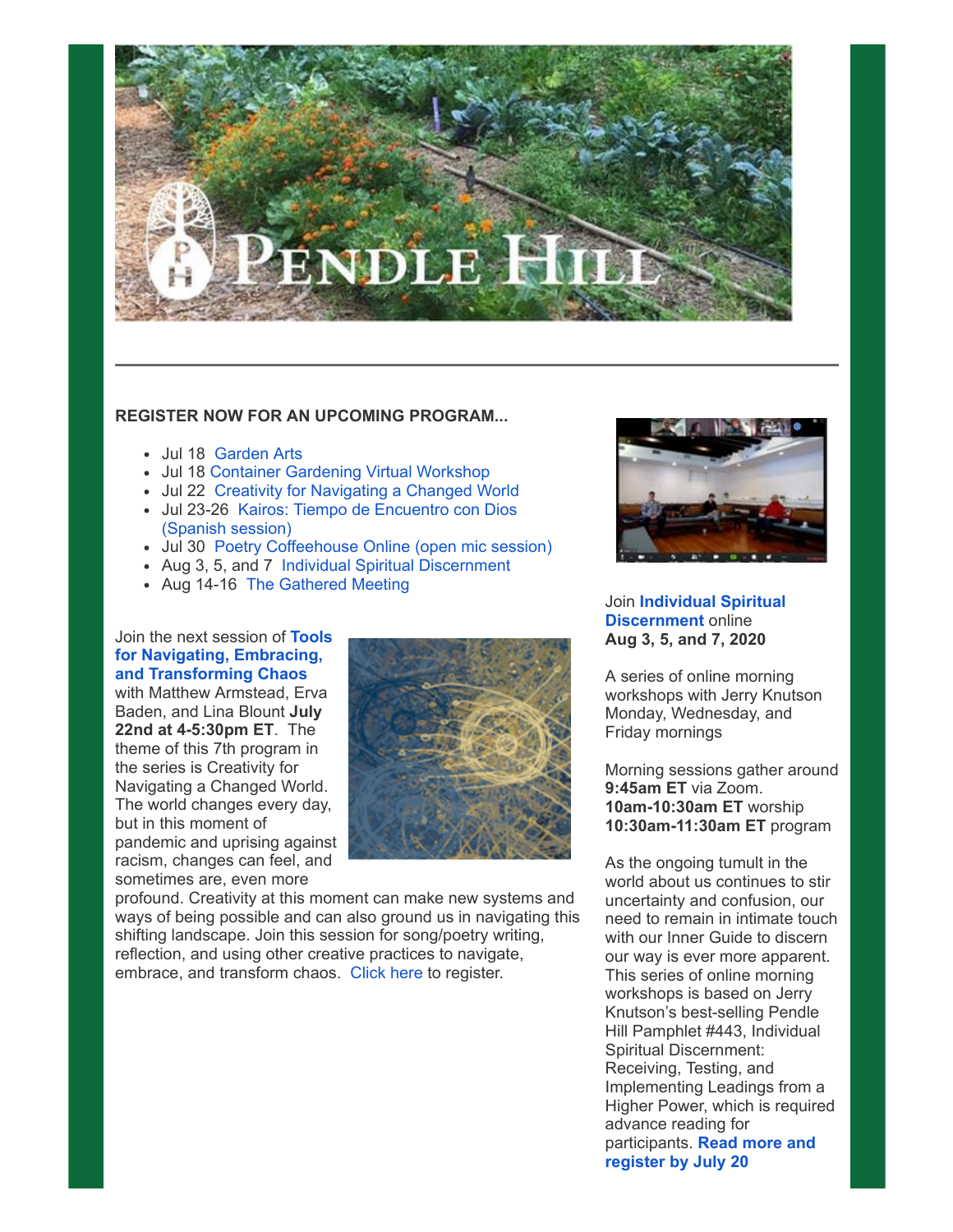**REGISTER NOW FOR AN UPCOMING PROGRAM...**

- Jul 18 Garden Arts
- Jul 18 Container Gardening Virtual Workshop
- Jul 22 Creativity for Navigating a Changed World
- Jul 23-26 Kairos: Tiempo de Encuentro con Dios (Spanish session)
- Jul 30 Poetry Coffeehouse Online (open mic session)
- Aug 3, 5, and 7 Individual Spiritual Discernment
- Aug 14-16 The Gathered Meeting

Join the next session of **Tools for Navigating, Embracing, and Transforming Chaos** with Matthew Armstead, Erva Baden, and Lina Blount **July 22nd at 4-5:30pm ET**. The theme of this 7th program in the series is Creativity for Navigating a Changed World. The world changes every day, but in this moment of pandemic and uprising against racism, changes can feel, and sometimes are, even more profound. Creativity at this moment can make new systems and ways of being possible and can also ground us in navigating this shifting landscape. Join this session for song/poetry writing, reflection, and using other creative practices to navigate, embrace, and transform chaos. Click here to register.

Join **Individual Spiritual Discernment** online
**Aug 3, 5, and 7, 2020**

A series of online morning workshops with Jerry Knutson Monday, Wednesday, and Friday mornings

Morning sessions gather around **9:45am ET** via Zoom.
**10am-10:30am ET** worship
**10:30am-11:30am ET** program

As the ongoing tumult in the world about us continues to stir uncertainty and confusion, our need to remain in intimate touch with our Inner Guide to discern our way is ever more apparent. This series of online morning workshops is based on Jerry Knutson's best-selling Pendle Hill Pamphlet #443, Individual Spiritual Discernment: Receiving, Testing, and Implementing Leadings from a Higher Power, which is required advance reading for participants. **Read more and register by July 20**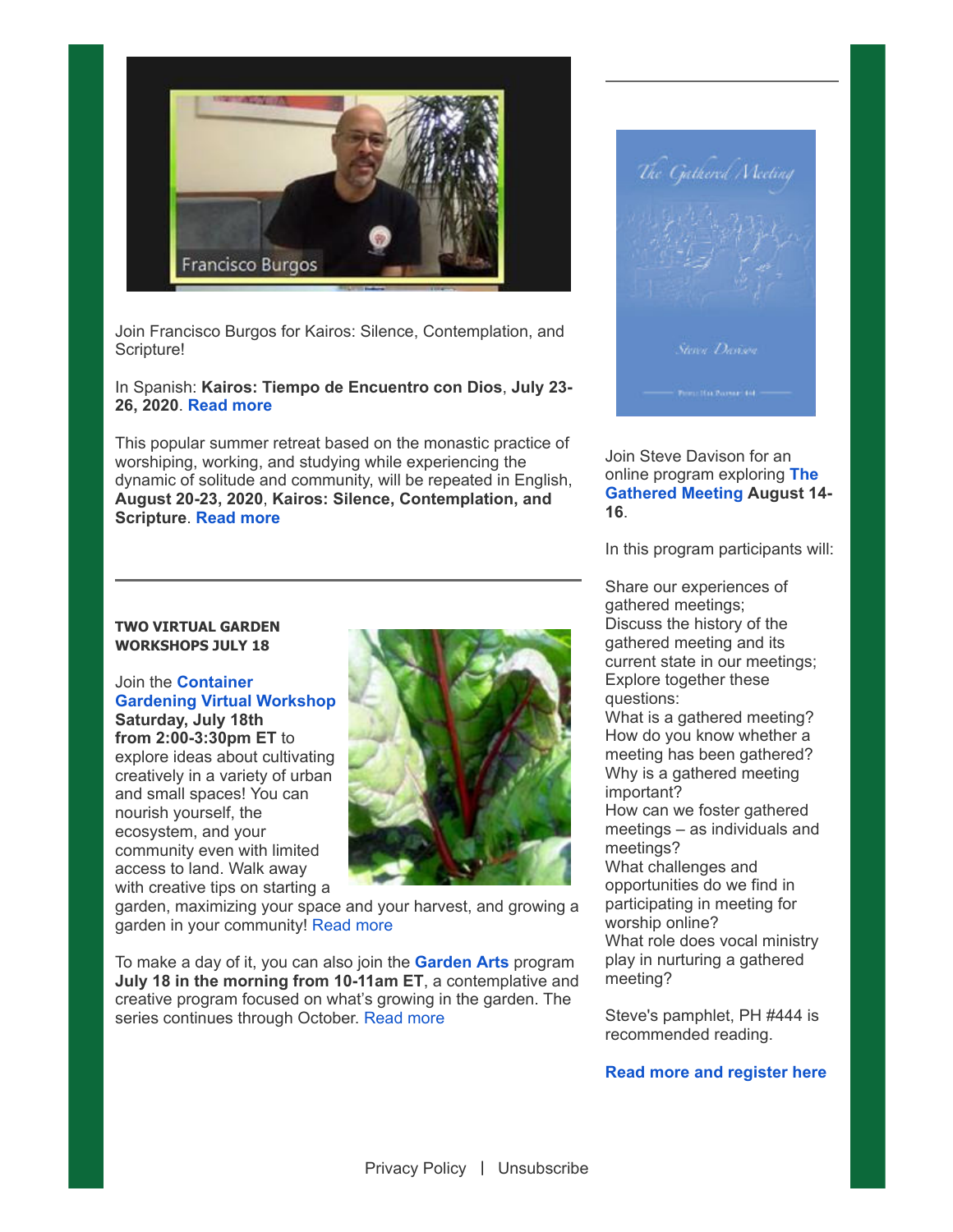Join Francisco Burgos for Kairos: Silence, Contemplation, and Scripture!

In Spanish: **Kairos: Tiempo de Encuentro con Dios**, **July 23-26, 2020**. **Read more**

This popular summer retreat based on the monastic practice of worshiping, working, and studying while experiencing the dynamic of solitude and community, will be repeated in English, **August 20-23, 2020**, **Kairos: Silence, Contemplation, and Scripture**. **Read more**

---

**TWO VIRTUAL GARDEN WORKSHOPS JULY 18**

Join the **Container Gardening Virtual Workshop** **Saturday, July 18th from 2:00-3:30pm ET** to explore ideas about cultivating creatively in a variety of urban and small spaces! You can nourish yourself, the ecosystem, and your community even with limited access to land. Walk away with creative tips on starting a garden, maximizing your space and your harvest, and growing a garden in your community! Read more

To make a day of it, you can also join the **Garden Arts** program **July 18 in the morning from 10-11am ET**, a contemplative and creative program focused on what's growing in the garden. The series continues through October. Read more

---

Join Steve Davison for an online program exploring **The Gathered Meeting** **August 14-16**.

In this program participants will:

Share our experiences of gathered meetings;
Discuss the history of the gathered meeting and its current state in our meetings;
Explore together these questions:
What is a gathered meeting?
How do you know whether a meeting has been gathered?
Why is a gathered meeting important?
How can we foster gathered meetings – as individuals and meetings?
What challenges and opportunities do we find in participating in meeting for worship online?
What role does vocal ministry play in nurturing a gathered meeting?

Steve's pamphlet, PH #444 is recommended reading.

**Read more and register here**

Privacy Policy | Unsubscribe